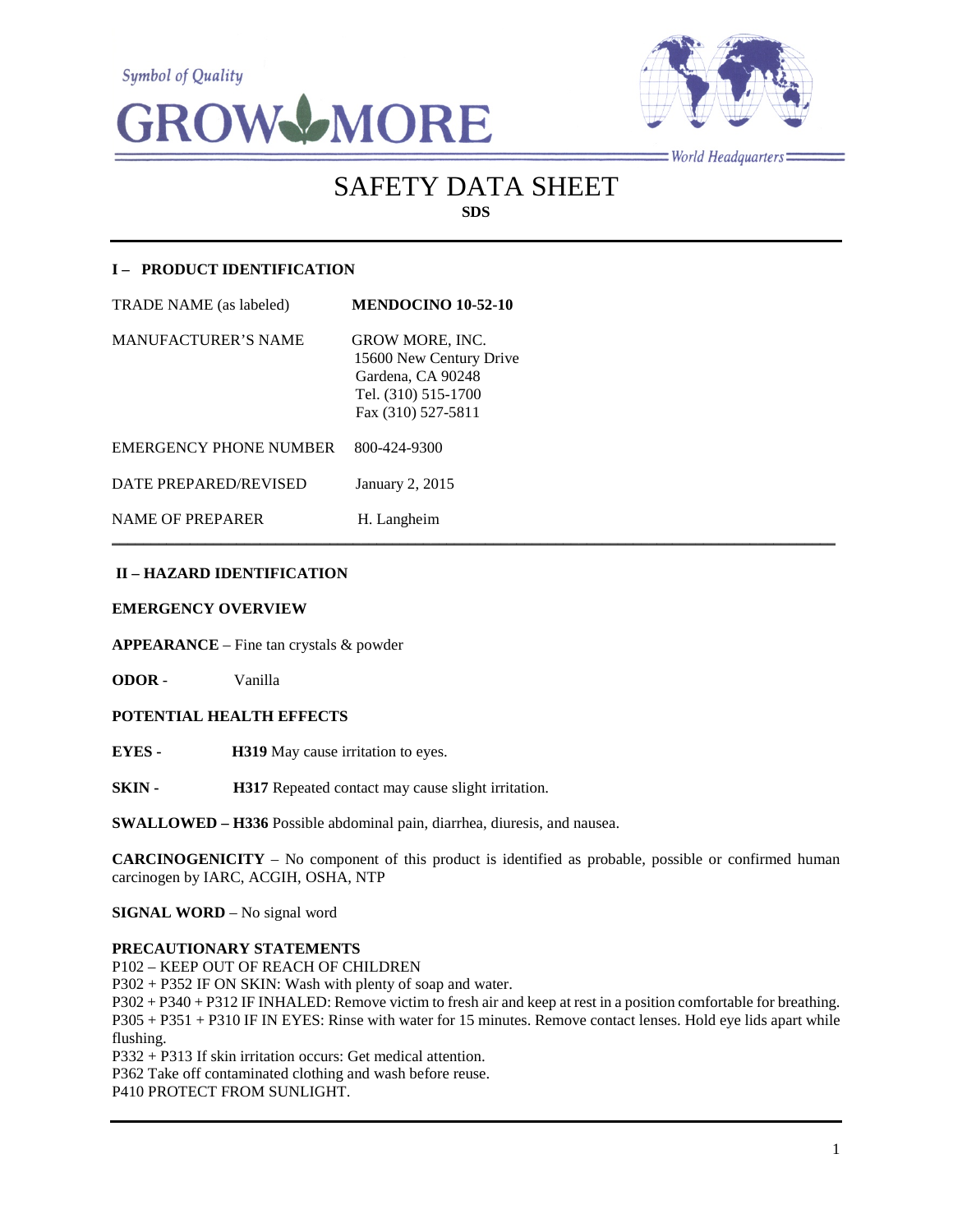Symbol of Quality

# GROW MORE

World Headquarters

# SAFETY DATA SHEET

**SDS**

## I – PRODUCT IDENTIFICATION

| | |
|---|---|
| TRADE NAME (as labeled) | **MENDOCINO 10-52-10** |
| MANUFACTURER'S NAME | GROW MORE, INC.<br>15600 New Century Drive<br>Gardena, CA 90248<br>Tel. (310) 515-1700<br>Fax (310) 527-5811 |
| EMERGENCY PHONE NUMBER | 800-424-9300 |
| DATE PREPARED/REVISED | January 2, 2015 |
| NAME OF PREPARER | H. Langheim |

## II – HAZARD IDENTIFICATION

**EMERGENCY OVERVIEW**

**APPEARANCE** – Fine tan crystals & powder

**ODOR** - Vanilla

**POTENTIAL HEALTH EFFECTS**

**EYES -** **H319** May cause irritation to eyes.

**SKIN -** **H317** Repeated contact may cause slight irritation.

**SWALLOWED – H336** Possible abdominal pain, diarrhea, diuresis, and nausea.

**CARCINOGENICITY** – No component of this product is identified as probable, possible or confirmed human carcinogen by IARC, ACGIH, OSHA, NTP

**SIGNAL WORD** – No signal word

**PRECAUTIONARY STATEMENTS**

P102 – KEEP OUT OF REACH OF CHILDREN
P302 + P352 IF ON SKIN: Wash with plenty of soap and water.
P302 + P340 + P312 IF INHALED: Remove victim to fresh air and keep at rest in a position comfortable for breathing.
P305 + P351 + P310 IF IN EYES: Rinse with water for 15 minutes. Remove contact lenses. Hold eye lids apart while flushing.
P332 + P313 If skin irritation occurs: Get medical attention.
P362 Take off contaminated clothing and wash before reuse.
P410 PROTECT FROM SUNLIGHT.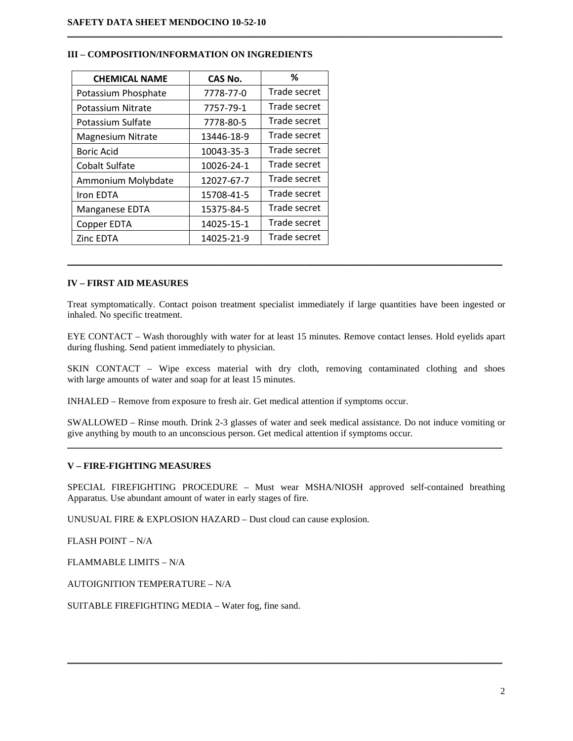## III – COMPOSITION/INFORMATION ON INGREDIENTS

| CHEMICAL NAME | CAS No. | % |
|---|---|---|
| Potassium Phosphate | 7778-77-0 | Trade secret |
| Potassium Nitrate | 7757-79-1 | Trade secret |
| Potassium Sulfate | 7778-80-5 | Trade secret |
| Magnesium Nitrate | 13446-18-9 | Trade secret |
| Boric Acid | 10043-35-3 | Trade secret |
| Cobalt Sulfate | 10026-24-1 | Trade secret |
| Ammonium Molybdate | 12027-67-7 | Trade secret |
| Iron EDTA | 15708-41-5 | Trade secret |
| Manganese EDTA | 15375-84-5 | Trade secret |
| Copper EDTA | 14025-15-1 | Trade secret |
| Zinc EDTA | 14025-21-9 | Trade secret |

## IV – FIRST AID MEASURES

Treat symptomatically. Contact poison treatment specialist immediately if large quantities have been ingested or inhaled. No specific treatment.

EYE CONTACT – Wash thoroughly with water for at least 15 minutes. Remove contact lenses. Hold eyelids apart during flushing. Send patient immediately to physician.

SKIN CONTACT – Wipe excess material with dry cloth, removing contaminated clothing and shoes with large amounts of water and soap for at least 15 minutes.

INHALED – Remove from exposure to fresh air. Get medical attention if symptoms occur.

SWALLOWED – Rinse mouth. Drink 2-3 glasses of water and seek medical assistance. Do not induce vomiting or give anything by mouth to an unconscious person. Get medical attention if symptoms occur.

## V – FIRE-FIGHTING MEASURES

SPECIAL FIREFIGHTING PROCEDURE – Must wear MSHA/NIOSH approved self-contained breathing Apparatus. Use abundant amount of water in early stages of fire.

UNUSUAL FIRE & EXPLOSION HAZARD – Dust cloud can cause explosion.

FLASH POINT – N/A

FLAMMABLE LIMITS – N/A

AUTOIGNITION TEMPERATURE – N/A

SUITABLE FIREFIGHTING MEDIA – Water fog, fine sand.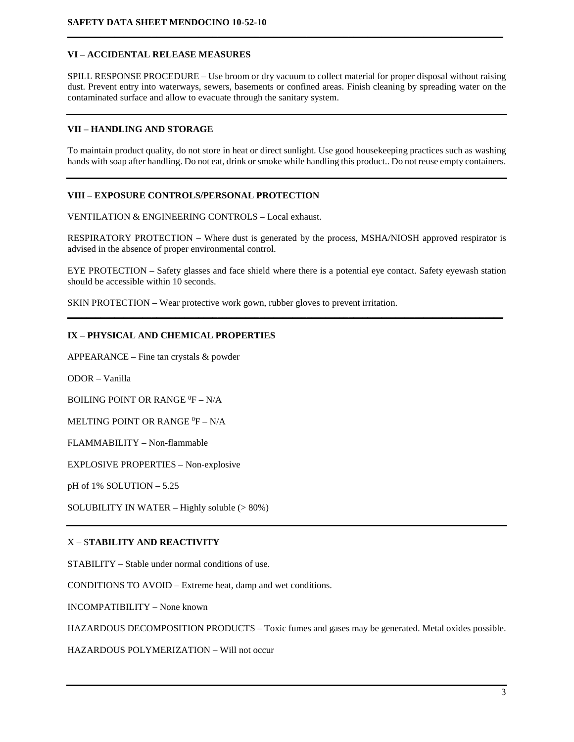## VI – ACCIDENTAL RELEASE MEASURES

SPILL RESPONSE PROCEDURE – Use broom or dry vacuum to collect material for proper disposal without raising dust. Prevent entry into waterways, sewers, basements or confined areas. Finish cleaning by spreading water on the contaminated surface and allow to evacuate through the sanitary system.

## VII – HANDLING AND STORAGE

To maintain product quality, do not store in heat or direct sunlight. Use good housekeeping practices such as washing hands with soap after handling. Do not eat, drink or smoke while handling this product.. Do not reuse empty containers.

## VIII – EXPOSURE CONTROLS/PERSONAL PROTECTION

VENTILATION & ENGINEERING CONTROLS – Local exhaust.

RESPIRATORY PROTECTION – Where dust is generated by the process, MSHA/NIOSH approved respirator is advised in the absence of proper environmental control.

EYE PROTECTION – Safety glasses and face shield where there is a potential eye contact. Safety eyewash station should be accessible within 10 seconds.

SKIN PROTECTION – Wear protective work gown, rubber gloves to prevent irritation.

## IX – PHYSICAL AND CHEMICAL PROPERTIES

APPEARANCE – Fine tan crystals & powder

ODOR – Vanilla

BOILING POINT OR RANGE $^0$F – N/A

MELTING POINT OR RANGE $^0$F – N/A

FLAMMABILITY – Non-flammable

EXPLOSIVE PROPERTIES – Non-explosive

pH of 1% SOLUTION – 5.25

SOLUBILITY IN WATER – Highly soluble (> 80%)

## X – STABILITY AND REACTIVITY

STABILITY – Stable under normal conditions of use.

CONDITIONS TO AVOID – Extreme heat, damp and wet conditions.

INCOMPATIBILITY – None known

HAZARDOUS DECOMPOSITION PRODUCTS – Toxic fumes and gases may be generated. Metal oxides possible.

HAZARDOUS POLYMERIZATION – Will not occur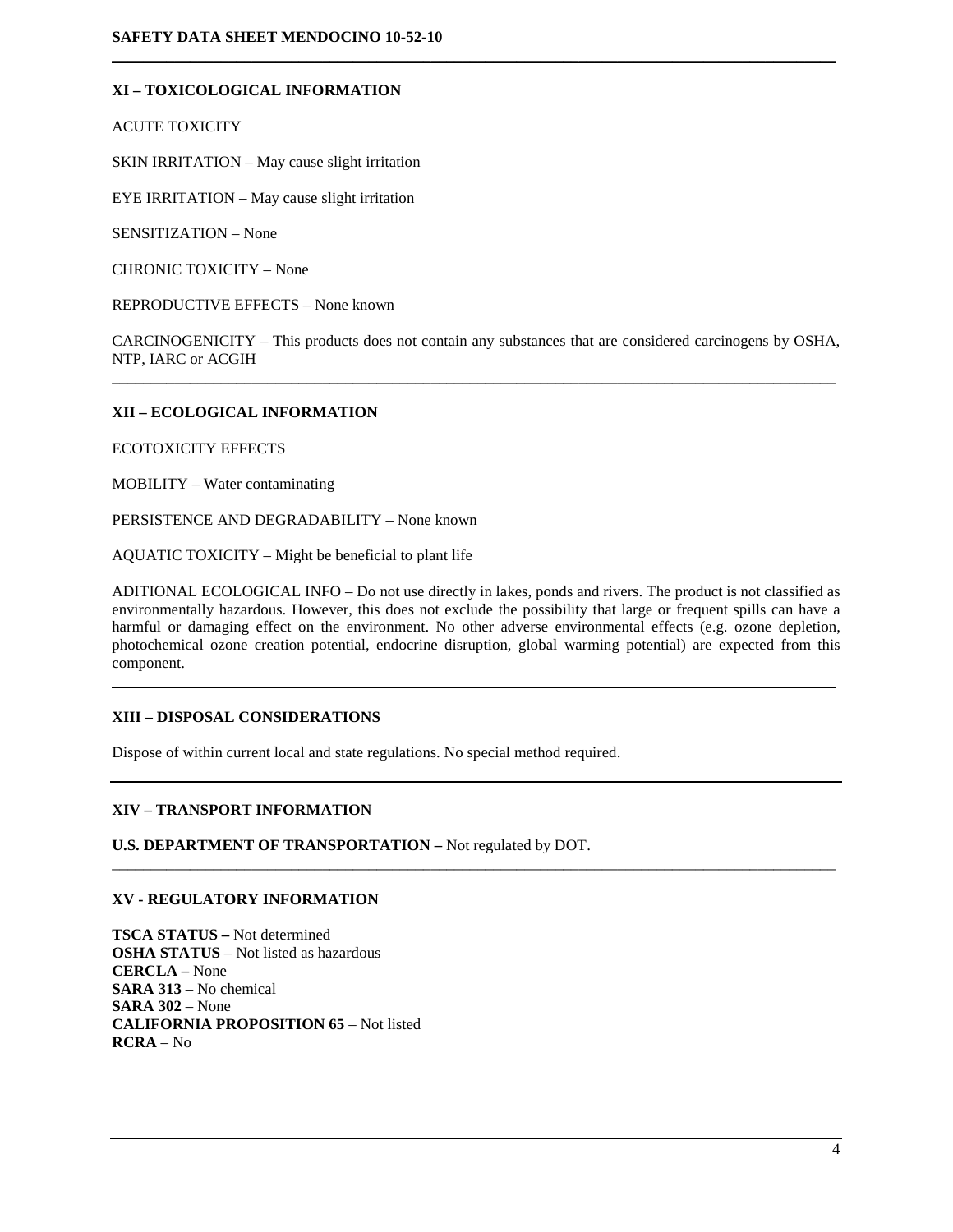## XI – TOXICOLOGICAL INFORMATION

ACUTE TOXICITY

SKIN IRRITATION – May cause slight irritation

EYE IRRITATION – May cause slight irritation

SENSITIZATION – None

CHRONIC TOXICITY – None

REPRODUCTIVE EFFECTS – None known

CARCINOGENICITY – This products does not contain any substances that are considered carcinogens by OSHA, NTP, IARC or ACGIH

## XII – ECOLOGICAL INFORMATION

ECOTOXICITY EFFECTS

MOBILITY – Water contaminating

PERSISTENCE AND DEGRADABILITY – None known

AQUATIC TOXICITY – Might be beneficial to plant life

ADITIONAL ECOLOGICAL INFO – Do not use directly in lakes, ponds and rivers. The product is not classified as environmentally hazardous. However, this does not exclude the possibility that large or frequent spills can have a harmful or damaging effect on the environment. No other adverse environmental effects (e.g. ozone depletion, photochemical ozone creation potential, endocrine disruption, global warming potential) are expected from this component.

## XIII – DISPOSAL CONSIDERATIONS

Dispose of within current local and state regulations. No special method required.

## XIV – TRANSPORT INFORMATION

**U.S. DEPARTMENT OF TRANSPORTATION –** Not regulated by DOT.

## XV - REGULATORY INFORMATION

**TSCA STATUS –** Not determined
**OSHA STATUS** – Not listed as hazardous
**CERCLA –** None
**SARA 313** – No chemical
**SARA 302** – None
**CALIFORNIA PROPOSITION 65** – Not listed
**RCRA** – No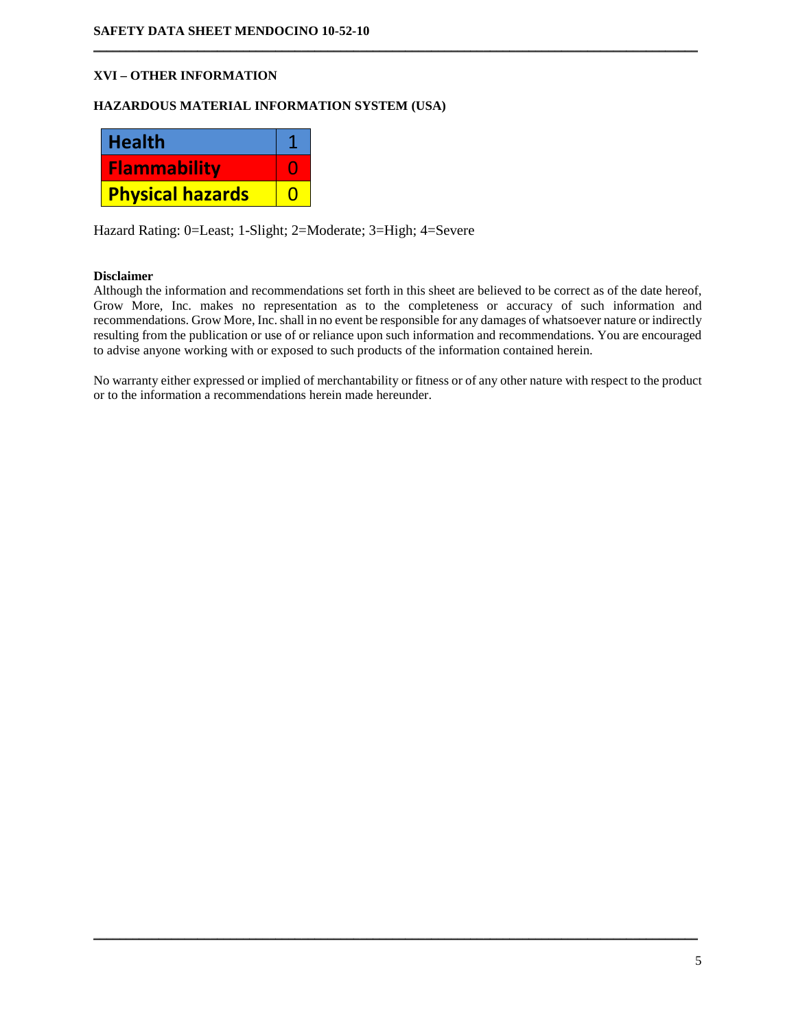## XVI – OTHER INFORMATION

### HAZARDOUS MATERIAL INFORMATION SYSTEM (USA)

| | |
|---|---|
| **Health** | 1 |
| **Flammability** | 0 |
| **Physical hazards** | 0 |

Hazard Rating: 0=Least; 1-Slight; 2=Moderate; 3=High; 4=Severe

**Disclaimer**

Although the information and recommendations set forth in this sheet are believed to be correct as of the date hereof, Grow More, Inc. makes no representation as to the completeness or accuracy of such information and recommendations. Grow More, Inc. shall in no event be responsible for any damages of whatsoever nature or indirectly resulting from the publication or use of or reliance upon such information and recommendations. You are encouraged to advise anyone working with or exposed to such products of the information contained herein.

No warranty either expressed or implied of merchantability or fitness or of any other nature with respect to the product or to the information a recommendations herein made hereunder.